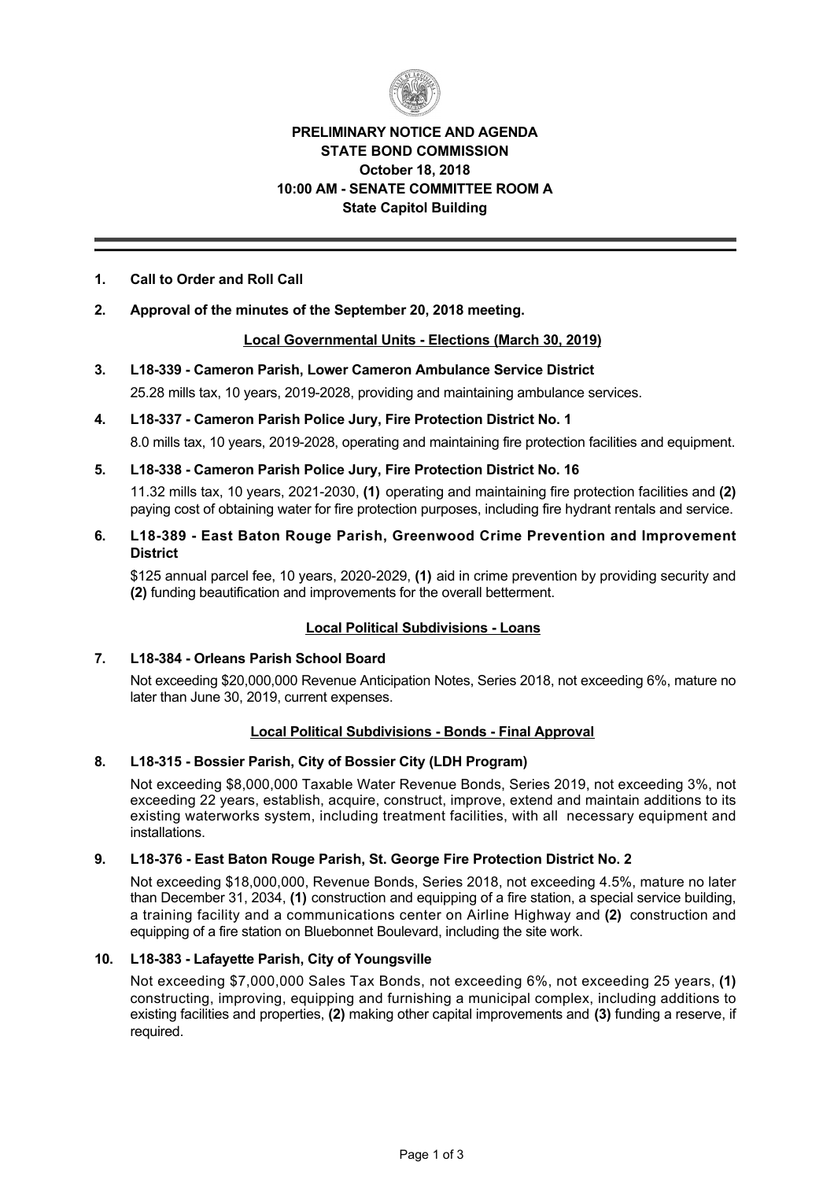**PRELIMINARY NOTICE AND AGENDA**
**STATE BOND COMMISSION**
**October 18, 2018**
**10:00 AM - SENATE COMMITTEE ROOM A**
**State Capitol Building**

---

**1. Call to Order and Roll Call**

**2. Approval of the minutes of the September 20, 2018 meeting.**

**Local Governmental Units - Elections (March 30, 2019)**

**3. L18-339 - Cameron Parish, Lower Cameron Ambulance Service District**

25.28 mills tax, 10 years, 2019-2028, providing and maintaining ambulance services.

**4. L18-337 - Cameron Parish Police Jury, Fire Protection District No. 1**

8.0 mills tax, 10 years, 2019-2028, operating and maintaining fire protection facilities and equipment.

**5. L18-338 - Cameron Parish Police Jury, Fire Protection District No. 16**

11.32 mills tax, 10 years, 2021-2030, **(1)** operating and maintaining fire protection facilities and **(2)** paying cost of obtaining water for fire protection purposes, including fire hydrant rentals and service.

**6. L18-389 - East Baton Rouge Parish, Greenwood Crime Prevention and Improvement District**

$125 annual parcel fee, 10 years, 2020-2029, **(1)** aid in crime prevention by providing security and **(2)** funding beautification and improvements for the overall betterment.

**Local Political Subdivisions - Loans**

**7. L18-384 - Orleans Parish School Board**

Not exceeding $20,000,000 Revenue Anticipation Notes, Series 2018, not exceeding 6%, mature no later than June 30, 2019, current expenses.

**Local Political Subdivisions - Bonds - Final Approval**

**8. L18-315 - Bossier Parish, City of Bossier City (LDH Program)**

Not exceeding $8,000,000 Taxable Water Revenue Bonds, Series 2019, not exceeding 3%, not exceeding 22 years, establish, acquire, construct, improve, extend and maintain additions to its existing waterworks system, including treatment facilities, with all necessary equipment and installations.

**9. L18-376 - East Baton Rouge Parish, St. George Fire Protection District No. 2**

Not exceeding $18,000,000, Revenue Bonds, Series 2018, not exceeding 4.5%, mature no later than December 31, 2034, **(1)** construction and equipping of a fire station, a special service building, a training facility and a communications center on Airline Highway and **(2)** construction and equipping of a fire station on Bluebonnet Boulevard, including the site work.

**10. L18-383 - Lafayette Parish, City of Youngsville**

Not exceeding $7,000,000 Sales Tax Bonds, not exceeding 6%, not exceeding 25 years, **(1)** constructing, improving, equipping and furnishing a municipal complex, including additions to existing facilities and properties, **(2)** making other capital improvements and **(3)** funding a reserve, if required.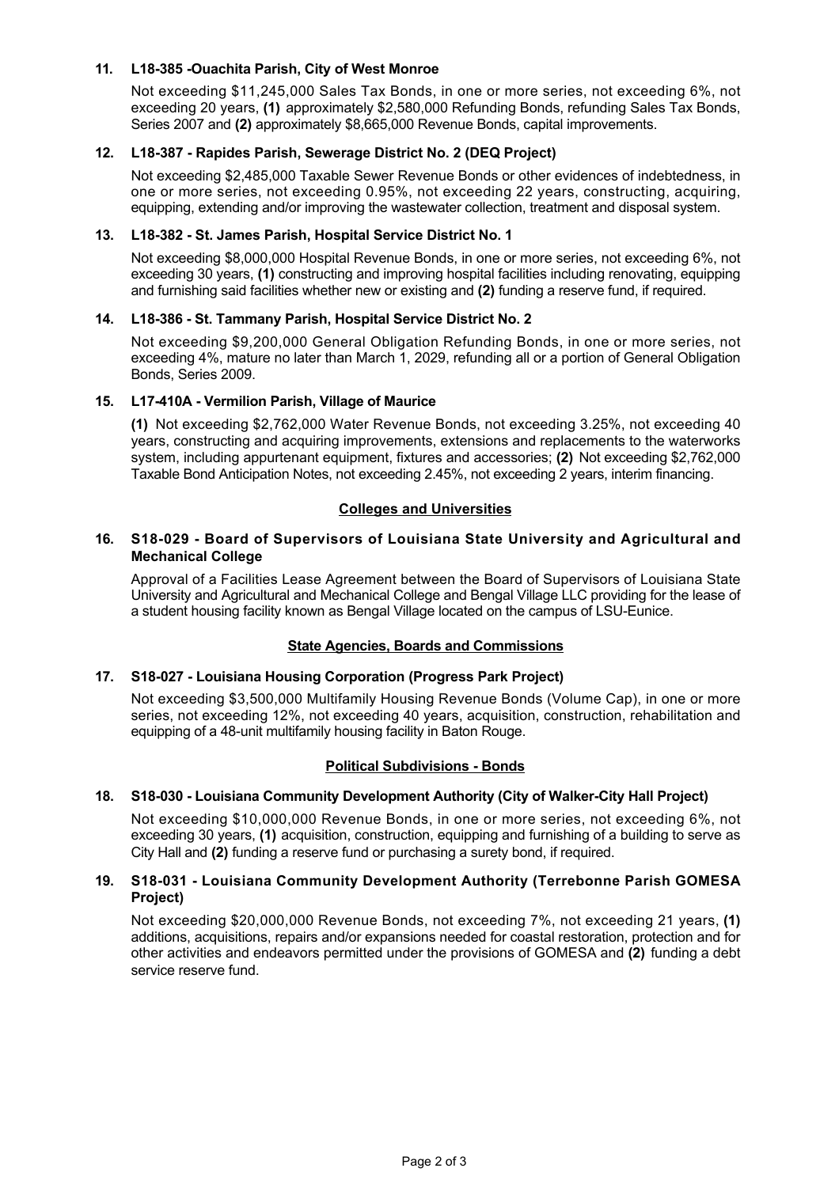**11. L18-385 -Ouachita Parish, City of West Monroe**

Not exceeding $11,245,000 Sales Tax Bonds, in one or more series, not exceeding 6%, not exceeding 20 years, **(1)** approximately $2,580,000 Refunding Bonds, refunding Sales Tax Bonds, Series 2007 and **(2)** approximately $8,665,000 Revenue Bonds, capital improvements.

**12. L18-387 - Rapides Parish, Sewerage District No. 2 (DEQ Project)**

Not exceeding $2,485,000 Taxable Sewer Revenue Bonds or other evidences of indebtedness, in one or more series, not exceeding 0.95%, not exceeding 22 years, constructing, acquiring, equipping, extending and/or improving the wastewater collection, treatment and disposal system.

**13. L18-382 - St. James Parish, Hospital Service District No. 1**

Not exceeding $8,000,000 Hospital Revenue Bonds, in one or more series, not exceeding 6%, not exceeding 30 years, **(1)** constructing and improving hospital facilities including renovating, equipping and furnishing said facilities whether new or existing and **(2)** funding a reserve fund, if required.

**14. L18-386 - St. Tammany Parish, Hospital Service District No. 2**

Not exceeding $9,200,000 General Obligation Refunding Bonds, in one or more series, not exceeding 4%, mature no later than March 1, 2029, refunding all or a portion of General Obligation Bonds, Series 2009.

**15. L17-410A - Vermilion Parish, Village of Maurice**

**(1)** Not exceeding $2,762,000 Water Revenue Bonds, not exceeding 3.25%, not exceeding 40 years, constructing and acquiring improvements, extensions and replacements to the waterworks system, including appurtenant equipment, fixtures and accessories; **(2)** Not exceeding $2,762,000 Taxable Bond Anticipation Notes, not exceeding 2.45%, not exceeding 2 years, interim financing.

## Colleges and Universities

**16. S18-029 - Board of Supervisors of Louisiana State University and Agricultural and Mechanical College**

Approval of a Facilities Lease Agreement between the Board of Supervisors of Louisiana State University and Agricultural and Mechanical College and Bengal Village LLC providing for the lease of a student housing facility known as Bengal Village located on the campus of LSU-Eunice.

## State Agencies, Boards and Commissions

**17. S18-027 - Louisiana Housing Corporation (Progress Park Project)**

Not exceeding $3,500,000 Multifamily Housing Revenue Bonds (Volume Cap), in one or more series, not exceeding 12%, not exceeding 40 years, acquisition, construction, rehabilitation and equipping of a 48-unit multifamily housing facility in Baton Rouge.

## Political Subdivisions - Bonds

**18. S18-030 - Louisiana Community Development Authority (City of Walker-City Hall Project)**

Not exceeding $10,000,000 Revenue Bonds, in one or more series, not exceeding 6%, not exceeding 30 years, **(1)** acquisition, construction, equipping and furnishing of a building to serve as City Hall and **(2)** funding a reserve fund or purchasing a surety bond, if required.

**19. S18-031 - Louisiana Community Development Authority (Terrebonne Parish GOMESA Project)**

Not exceeding $20,000,000 Revenue Bonds, not exceeding 7%, not exceeding 21 years, **(1)** additions, acquisitions, repairs and/or expansions needed for coastal restoration, protection and for other activities and endeavors permitted under the provisions of GOMESA and **(2)** funding a debt service reserve fund.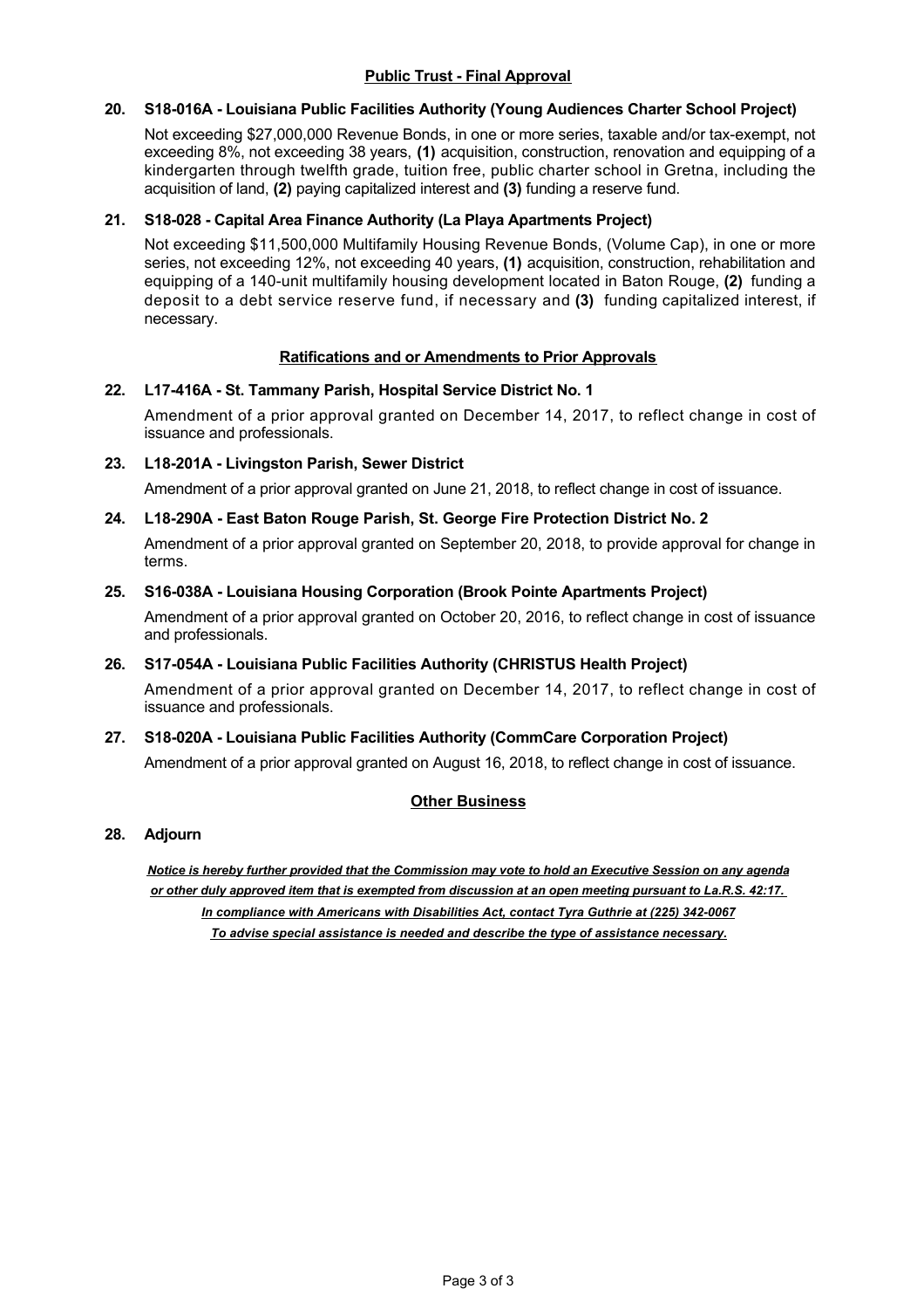## Public Trust - Final Approval

**20. S18-016A - Louisiana Public Facilities Authority (Young Audiences Charter School Project)**

Not exceeding $27,000,000 Revenue Bonds, in one or more series, taxable and/or tax-exempt, not exceeding 8%, not exceeding 38 years, **(1)** acquisition, construction, renovation and equipping of a kindergarten through twelfth grade, tuition free, public charter school in Gretna, including the acquisition of land, **(2)** paying capitalized interest and **(3)** funding a reserve fund.

**21. S18-028 - Capital Area Finance Authority (La Playa Apartments Project)**

Not exceeding $11,500,000 Multifamily Housing Revenue Bonds, (Volume Cap), in one or more series, not exceeding 12%, not exceeding 40 years, **(1)** acquisition, construction, rehabilitation and equipping of a 140-unit multifamily housing development located in Baton Rouge, **(2)** funding a deposit to a debt service reserve fund, if necessary and **(3)** funding capitalized interest, if necessary.

## Ratifications and or Amendments to Prior Approvals

**22. L17-416A - St. Tammany Parish, Hospital Service District No. 1**

Amendment of a prior approval granted on December 14, 2017, to reflect change in cost of issuance and professionals.

**23. L18-201A - Livingston Parish, Sewer District**

Amendment of a prior approval granted on June 21, 2018, to reflect change in cost of issuance.

**24. L18-290A - East Baton Rouge Parish, St. George Fire Protection District No. 2**

Amendment of a prior approval granted on September 20, 2018, to provide approval for change in terms.

**25. S16-038A - Louisiana Housing Corporation (Brook Pointe Apartments Project)**

Amendment of a prior approval granted on October 20, 2016, to reflect change in cost of issuance and professionals.

**26. S17-054A - Louisiana Public Facilities Authority (CHRISTUS Health Project)**

Amendment of a prior approval granted on December 14, 2017, to reflect change in cost of issuance and professionals.

**27. S18-020A - Louisiana Public Facilities Authority (CommCare Corporation Project)**

Amendment of a prior approval granted on August 16, 2018, to reflect change in cost of issuance.

## Other Business

**28. Adjourn**

***Notice is hereby further provided that the Commission may vote to hold an Executive Session on any agenda or other duly approved item that is exempted from discussion at an open meeting pursuant to La.R.S. 42:17.***

***In compliance with Americans with Disabilities Act, contact Tyra Guthrie at (225) 342-0067***

***To advise special assistance is needed and describe the type of assistance necessary.***